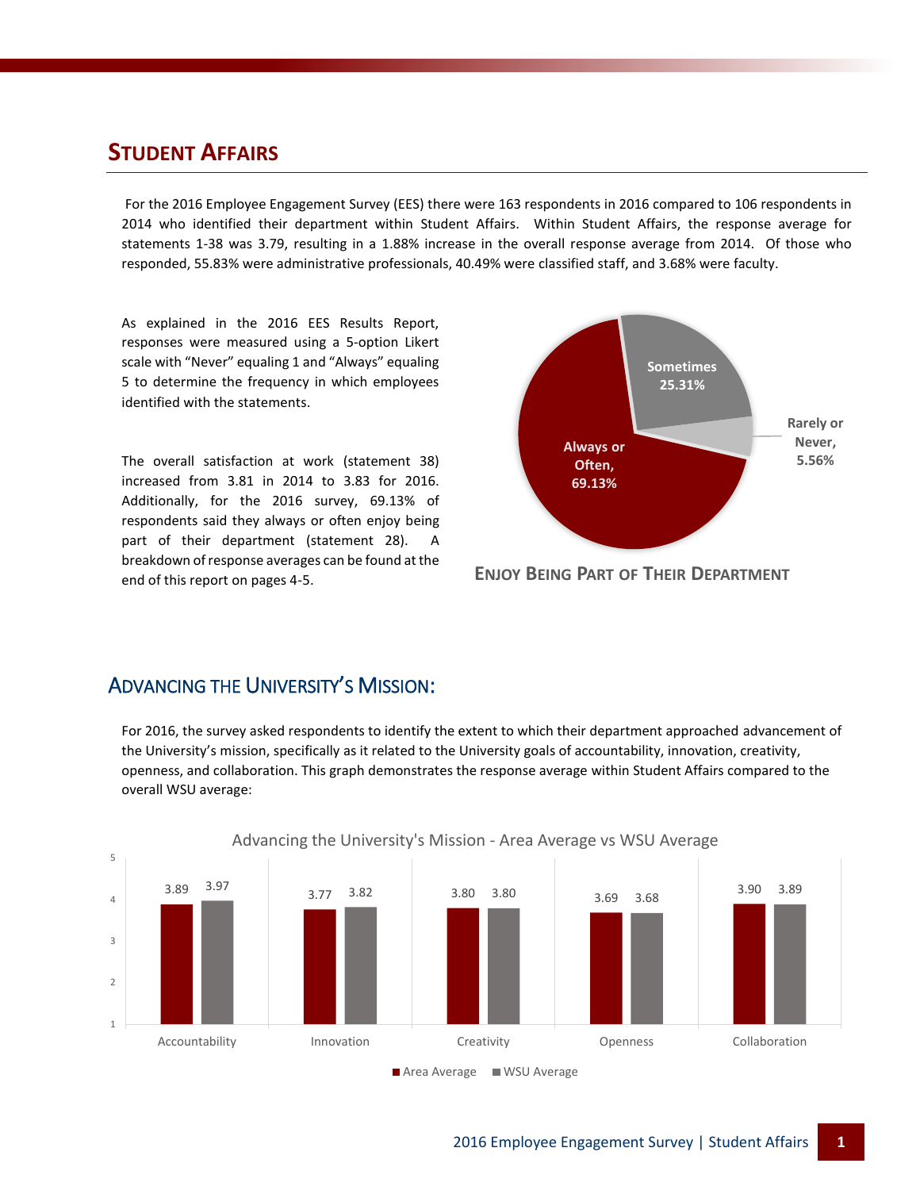# Student Affairs

For the 2016 Employee Engagement Survey (EES) there were 163 respondents in 2016 compared to 106 respondents in 2014 who identified their department within Student Affairs. Within Student Affairs, the response average for statements 1-38 was 3.79, resulting in a 1.88% increase in the overall response average from 2014. Of those who responded, 55.83% were administrative professionals, 40.49% were classified staff, and 3.68% were faculty.

As explained in the 2016 EES Results Report, responses were measured using a 5-option Likert scale with "Never" equaling 1 and "Always" equaling 5 to determine the frequency in which employees identified with the statements.

The overall satisfaction at work (statement 38) increased from 3.81 in 2014 to 3.83 for 2016. Additionally, for the 2016 survey, 69.13% of respondents said they always or often enjoy being part of their department (statement 28). A breakdown of response averages can be found at the end of this report on pages 4-5.

| Response | Percentage |
| --- | --- |
| Always or Often | 69.13% |
| Sometimes | 25.31% |
| Rarely or Never | 5.56% |

**Enjoy Being Part of Their Department**

## Advancing the University's Mission:

For 2016, the survey asked respondents to identify the extent to which their department approached advancement of the University's mission, specifically as it related to the University goals of accountability, innovation, creativity, openness, and collaboration. This graph demonstrates the response average within Student Affairs compared to the overall WSU average:

**Advancing the University's Mission - Area Average vs WSU Average**

| | Area Average | WSU Average |
| --- | --- | --- |
| Accountability | 3.89 | 3.97 |
| Innovation | 3.77 | 3.82 |
| Creativity | 3.80 | 3.80 |
| Openness | 3.69 | 3.68 |
| Collaboration | 3.90 | 3.89 |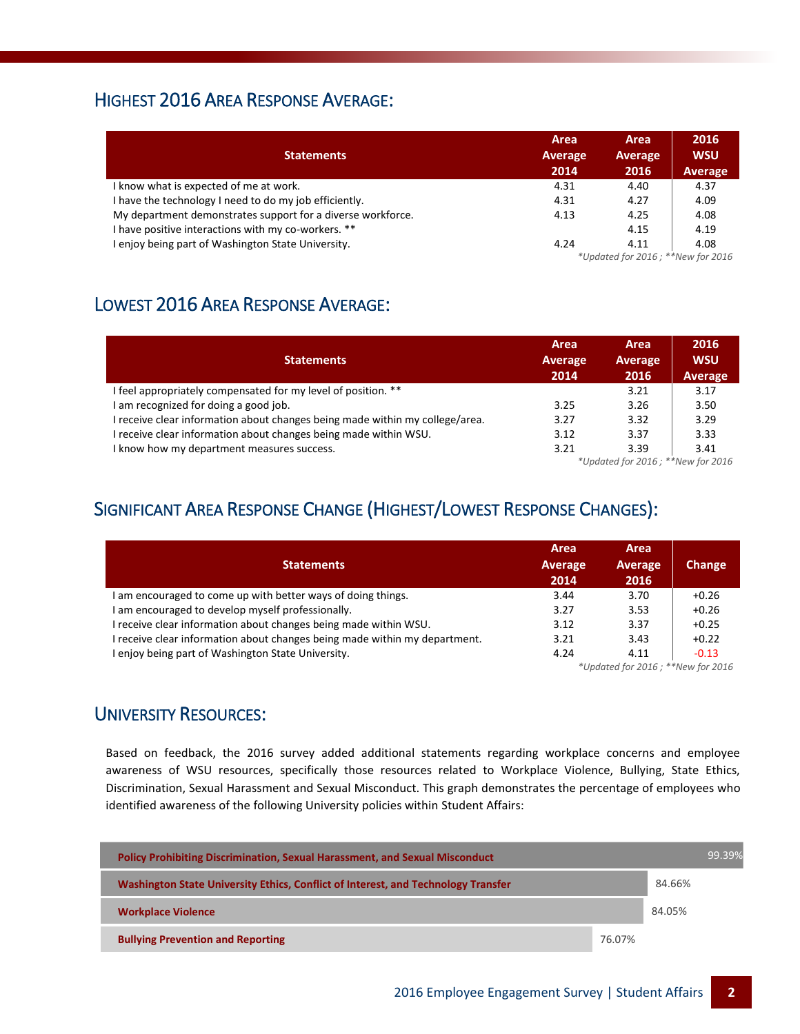## Highest 2016 Area Response Average:

| Statements | Area Average 2014 | Area Average 2016 | 2016 WSU Average |
|---|---|---|---|
| I know what is expected of me at work. | 4.31 | 4.40 | 4.37 |
| I have the technology I need to do my job efficiently. | 4.31 | 4.27 | 4.09 |
| My department demonstrates support for a diverse workforce. | 4.13 | 4.25 | 4.08 |
| I have positive interactions with my co-workers. ** | | 4.15 | 4.19 |
| I enjoy being part of Washington State University. | 4.24 | 4.11 | 4.08 |

*\*Updated for 2016 ; \*\*New for 2016*

## Lowest 2016 Area Response Average:

| Statements | Area Average 2014 | Area Average 2016 | 2016 WSU Average |
|---|---|---|---|
| I feel appropriately compensated for my level of position. ** | | 3.21 | 3.17 |
| I am recognized for doing a good job. | 3.25 | 3.26 | 3.50 |
| I receive clear information about changes being made within my college/area. | 3.27 | 3.32 | 3.29 |
| I receive clear information about changes being made within WSU. | 3.12 | 3.37 | 3.33 |
| I know how my department measures success. | 3.21 | 3.39 | 3.41 |

*\*Updated for 2016 ; \*\*New for 2016*

## Significant Area Response Change (Highest/Lowest Response Changes):

| Statements | Area Average 2014 | Area Average 2016 | Change |
|---|---|---|---|
| I am encouraged to come up with better ways of doing things. | 3.44 | 3.70 | +0.26 |
| I am encouraged to develop myself professionally. | 3.27 | 3.53 | +0.26 |
| I receive clear information about changes being made within WSU. | 3.12 | 3.37 | +0.25 |
| I receive clear information about changes being made within my department. | 3.21 | 3.43 | +0.22 |
| I enjoy being part of Washington State University. | 4.24 | 4.11 | -0.13 |

*\*Updated for 2016 ; \*\*New for 2016*

## University Resources:

Based on feedback, the 2016 survey added additional statements regarding workplace concerns and employee awareness of WSU resources, specifically those resources related to Workplace Violence, Bullying, State Ethics, Discrimination, Sexual Harassment and Sexual Misconduct. This graph demonstrates the percentage of employees who identified awareness of the following University policies within Student Affairs:

| Policy | Awareness |
|---|---|
| Policy Prohibiting Discrimination, Sexual Harassment, and Sexual Misconduct | 99.39% |
| Washington State University Ethics, Conflict of Interest, and Technology Transfer | 84.66% |
| Workplace Violence | 84.05% |
| Bullying Prevention and Reporting | 76.07% |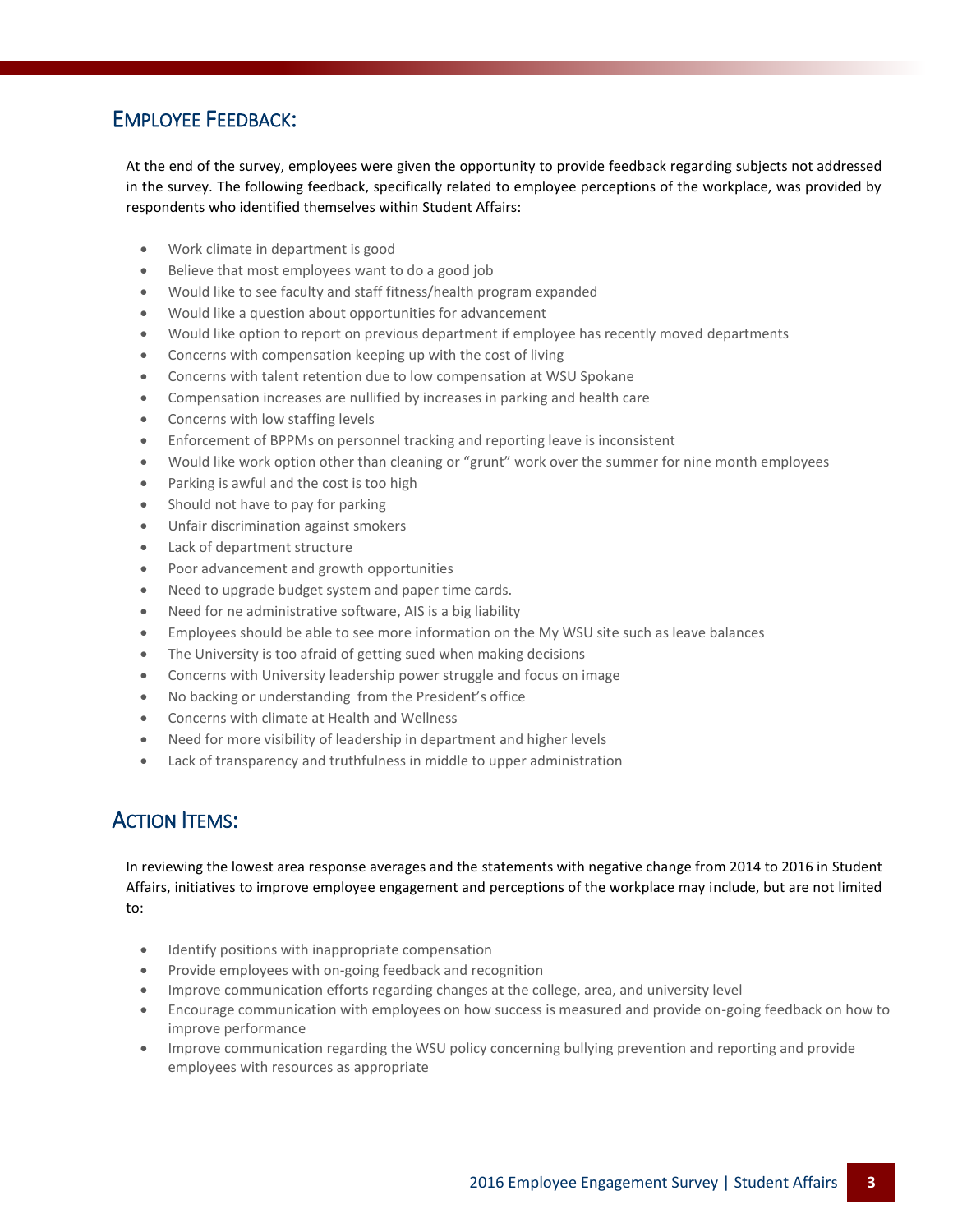## Employee Feedback:

At the end of the survey, employees were given the opportunity to provide feedback regarding subjects not addressed in the survey. The following feedback, specifically related to employee perceptions of the workplace, was provided by respondents who identified themselves within Student Affairs:

- Work climate in department is good
- Believe that most employees want to do a good job
- Would like to see faculty and staff fitness/health program expanded
- Would like a question about opportunities for advancement
- Would like option to report on previous department if employee has recently moved departments
- Concerns with compensation keeping up with the cost of living
- Concerns with talent retention due to low compensation at WSU Spokane
- Compensation increases are nullified by increases in parking and health care
- Concerns with low staffing levels
- Enforcement of BPPMs on personnel tracking and reporting leave is inconsistent
- Would like work option other than cleaning or "grunt" work over the summer for nine month employees
- Parking is awful and the cost is too high
- Should not have to pay for parking
- Unfair discrimination against smokers
- Lack of department structure
- Poor advancement and growth opportunities
- Need to upgrade budget system and paper time cards.
- Need for ne administrative software, AIS is a big liability
- Employees should be able to see more information on the My WSU site such as leave balances
- The University is too afraid of getting sued when making decisions
- Concerns with University leadership power struggle and focus on image
- No backing or understanding from the President's office
- Concerns with climate at Health and Wellness
- Need for more visibility of leadership in department and higher levels
- Lack of transparency and truthfulness in middle to upper administration

## Action Items:

In reviewing the lowest area response averages and the statements with negative change from 2014 to 2016 in Student Affairs, initiatives to improve employee engagement and perceptions of the workplace may include, but are not limited to:

- Identify positions with inappropriate compensation
- Provide employees with on-going feedback and recognition
- Improve communication efforts regarding changes at the college, area, and university level
- Encourage communication with employees on how success is measured and provide on-going feedback on how to improve performance
- Improve communication regarding the WSU policy concerning bullying prevention and reporting and provide employees with resources as appropriate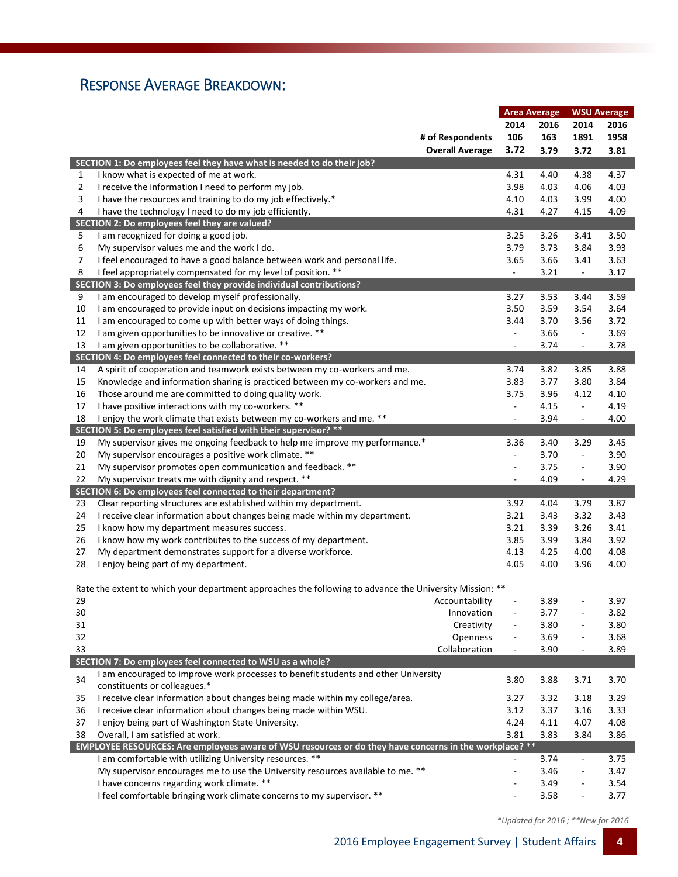## Response Average Breakdown:

| | | Area Average | | WSU Average | |
|---|---|---|---|---|---|
| | | 2014 | 2016 | 2014 | 2016 |
| | # of Respondents | 106 | 163 | 1891 | 1958 |
| | Overall Average | 3.72 | 3.79 | 3.72 | 3.81 |
| **SECTION 1: Do employees feel they have what is needed to do their job?** | | | | | |
| 1 | I know what is expected of me at work. | 4.31 | 4.40 | 4.38 | 4.37 |
| 2 | I receive the information I need to perform my job. | 3.98 | 4.03 | 4.06 | 4.03 |
| 3 | I have the resources and training to do my job effectively.* | 4.10 | 4.03 | 3.99 | 4.00 |
| 4 | I have the technology I need to do my job efficiently. | 4.31 | 4.27 | 4.15 | 4.09 |
| **SECTION 2: Do employees feel they are valued?** | | | | | |
| 5 | I am recognized for doing a good job. | 3.25 | 3.26 | 3.41 | 3.50 |
| 6 | My supervisor values me and the work I do. | 3.79 | 3.73 | 3.84 | 3.93 |
| 7 | I feel encouraged to have a good balance between work and personal life. | 3.65 | 3.66 | 3.41 | 3.63 |
| 8 | I feel appropriately compensated for my level of position. ** | - | 3.21 | - | 3.17 |
| **SECTION 3: Do employees feel they provide individual contributions?** | | | | | |
| 9 | I am encouraged to develop myself professionally. | 3.27 | 3.53 | 3.44 | 3.59 |
| 10 | I am encouraged to provide input on decisions impacting my work. | 3.50 | 3.59 | 3.54 | 3.64 |
| 11 | I am encouraged to come up with better ways of doing things. | 3.44 | 3.70 | 3.56 | 3.72 |
| 12 | I am given opportunities to be innovative or creative. ** | - | 3.66 | - | 3.69 |
| 13 | I am given opportunities to be collaborative. ** | - | 3.74 | - | 3.78 |
| **SECTION 4: Do employees feel connected to their co-workers?** | | | | | |
| 14 | A spirit of cooperation and teamwork exists between my co-workers and me. | 3.74 | 3.82 | 3.85 | 3.88 |
| 15 | Knowledge and information sharing is practiced between my co-workers and me. | 3.83 | 3.77 | 3.80 | 3.84 |
| 16 | Those around me are committed to doing quality work. | 3.75 | 3.96 | 4.12 | 4.10 |
| 17 | I have positive interactions with my co-workers. ** | - | 4.15 | - | 4.19 |
| 18 | I enjoy the work climate that exists between my co-workers and me. ** | - | 3.94 | - | 4.00 |
| **SECTION 5: Do employees feel satisfied with their supervisor? \*\*** | | | | | |
| 19 | My supervisor gives me ongoing feedback to help me improve my performance.* | 3.36 | 3.40 | 3.29 | 3.45 |
| 20 | My supervisor encourages a positive work climate. ** | - | 3.70 | - | 3.90 |
| 21 | My supervisor promotes open communication and feedback. ** | - | 3.75 | - | 3.90 |
| 22 | My supervisor treats me with dignity and respect. ** | - | 4.09 | - | 4.29 |
| **SECTION 6: Do employees feel connected to their department?** | | | | | |
| 23 | Clear reporting structures are established within my department. | 3.92 | 4.04 | 3.79 | 3.87 |
| 24 | I receive clear information about changes being made within my department. | 3.21 | 3.43 | 3.32 | 3.43 |
| 25 | I know how my department measures success. | 3.21 | 3.39 | 3.26 | 3.41 |
| 26 | I know how my work contributes to the success of my department. | 3.85 | 3.99 | 3.84 | 3.92 |
| 27 | My department demonstrates support for a diverse workforce. | 4.13 | 4.25 | 4.00 | 4.08 |
| 28 | I enjoy being part of my department. | 4.05 | 4.00 | 3.96 | 4.00 |
| | Rate the extent to which your department approaches the following to advance the University Mission: ** | | | | |
| 29 | Accountability | - | 3.89 | - | 3.97 |
| 30 | Innovation | - | 3.77 | - | 3.82 |
| 31 | Creativity | - | 3.80 | - | 3.80 |
| 32 | Openness | - | 3.69 | - | 3.68 |
| 33 | Collaboration | - | 3.90 | - | 3.89 |
| **SECTION 7: Do employees feel connected to WSU as a whole?** | | | | | |
| 34 | I am encouraged to improve work processes to benefit students and other University constituents or colleagues.* | 3.80 | 3.88 | 3.71 | 3.70 |
| 35 | I receive clear information about changes being made within my college/area. | 3.27 | 3.32 | 3.18 | 3.29 |
| 36 | I receive clear information about changes being made within WSU. | 3.12 | 3.37 | 3.16 | 3.33 |
| 37 | I enjoy being part of Washington State University. | 4.24 | 4.11 | 4.07 | 4.08 |
| 38 | Overall, I am satisfied at work. | 3.81 | 3.83 | 3.84 | 3.86 |
| **EMPLOYEE RESOURCES: Are employees aware of WSU resources or do they have concerns in the workplace? \*\*** | | | | | |
| | I am comfortable with utilizing University resources. ** | - | 3.74 | - | 3.75 |
| | My supervisor encourages me to use the University resources available to me. ** | - | 3.46 | - | 3.47 |
| | I have concerns regarding work climate. ** | - | 3.49 | - | 3.54 |
| | I feel comfortable bringing work climate concerns to my supervisor. ** | - | 3.58 | - | 3.77 |

*\*Updated for 2016 ; \*\*New for 2016*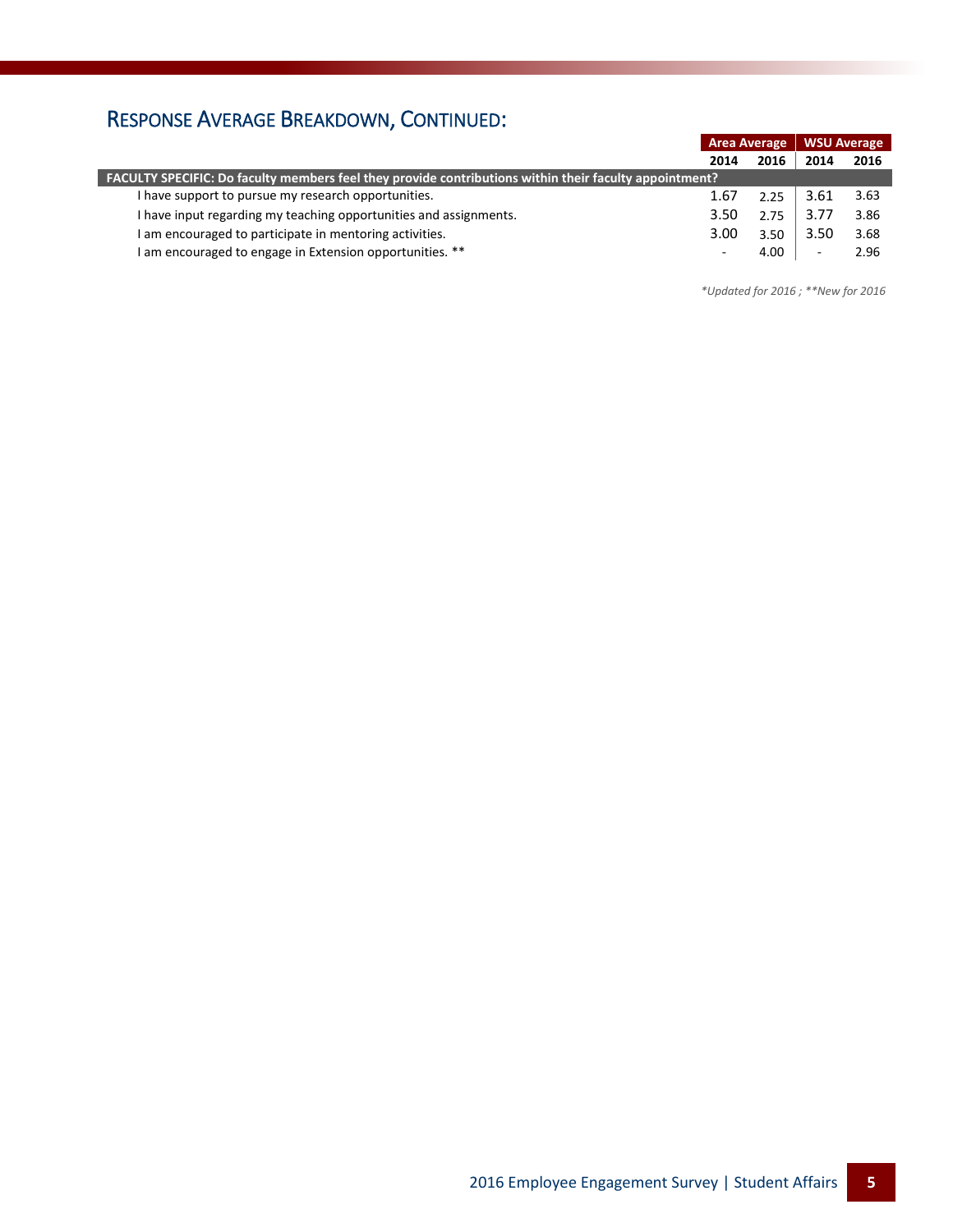## Response Average Breakdown, Continued:

| | Area Average | | WSU Average | |
|---|---|---|---|---|
| | 2014 | 2016 | 2014 | 2016 |
| **FACULTY SPECIFIC: Do faculty members feel they provide contributions within their faculty appointment?** | | | | |
| I have support to pursue my research opportunities. | 1.67 | 2.25 | 3.61 | 3.63 |
| I have input regarding my teaching opportunities and assignments. | 3.50 | 2.75 | 3.77 | 3.86 |
| I am encouraged to participate in mentoring activities. | 3.00 | 3.50 | 3.50 | 3.68 |
| I am encouraged to engage in Extension opportunities. ** | - | 4.00 | - | 2.96 |

*\*Updated for 2016 ; \*\*New for 2016*